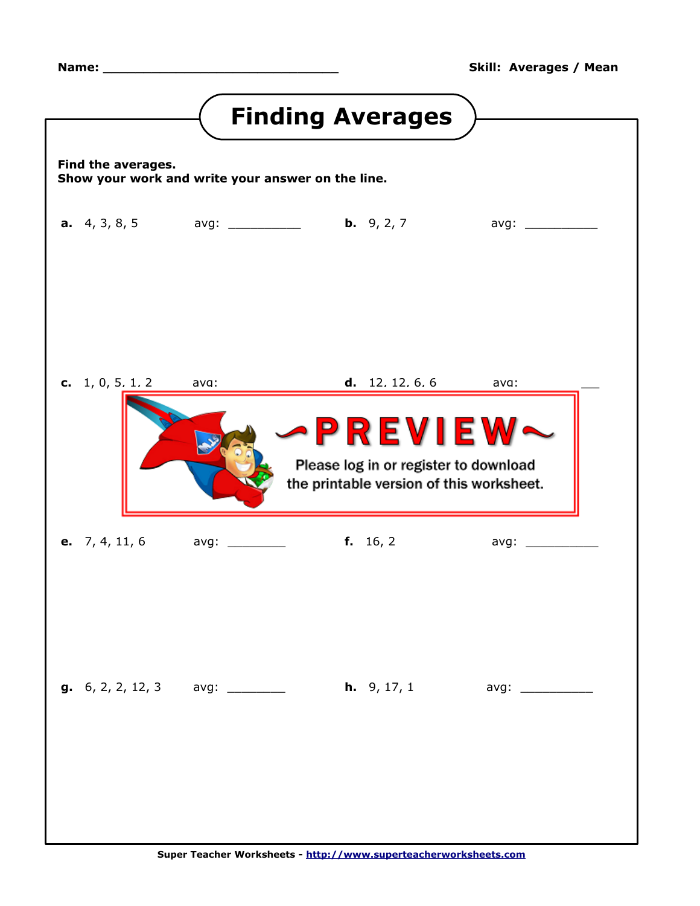Name: ______________________________ **Skill: Averages / Mean**

# Finding Averages

**Find the averages.**
**Show your work and write your answer on the line.**

**a.** 4, 3, 8, 5 avg: __________

**b.** 9, 2, 7 avg: __________

**c.** 1, 0, 5, 1, 2 avg:

**d.** 12, 12, 6, 6 avg: ___

~PREVIEW~

Please log in or register to download the printable version of this worksheet.

**e.** 7, 4, 11, 6 avg: ________

**f.** 16, 2 avg: __________

**g.** 6, 2, 2, 12, 3 avg: ________

**h.** 9, 17, 1 avg: __________

Super Teacher Worksheets - http://www.superteacherworksheets.com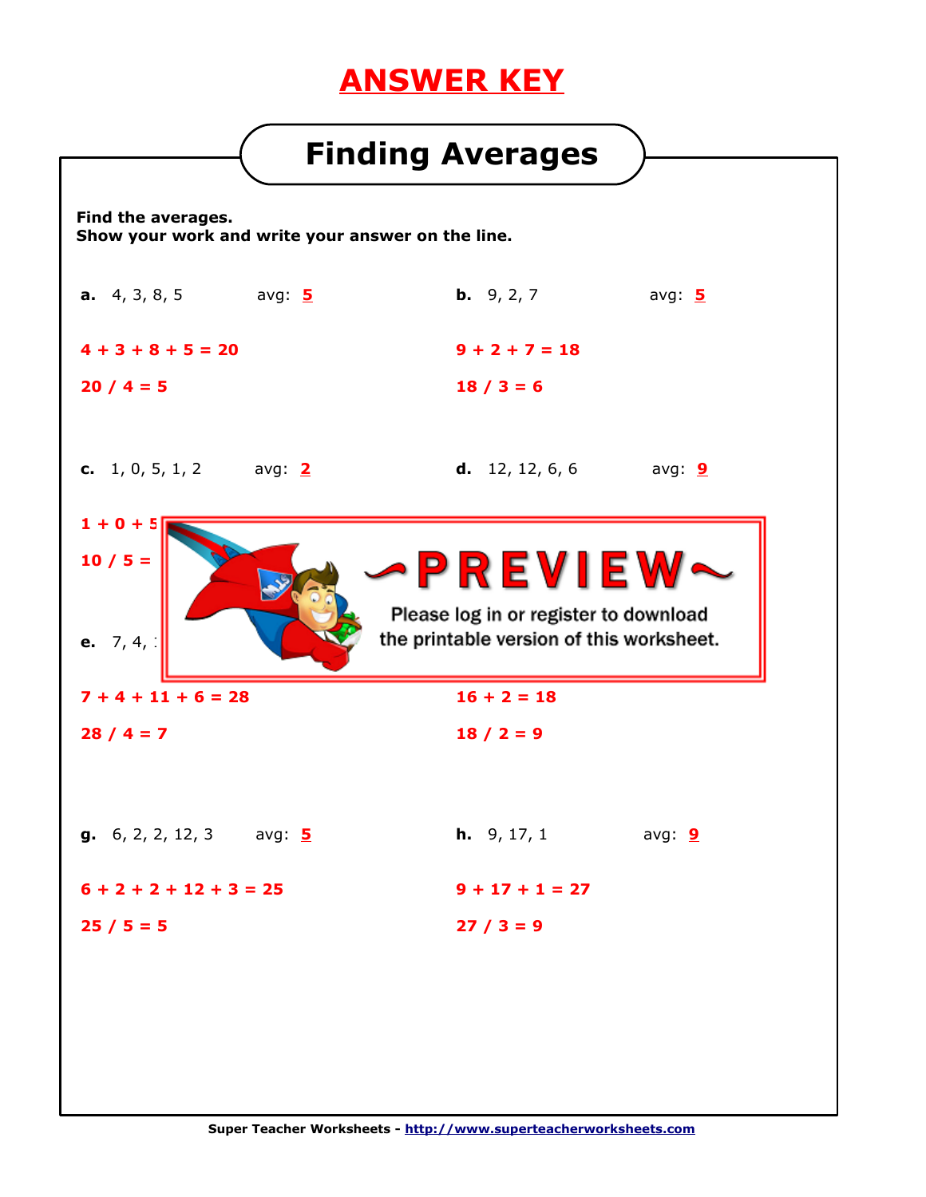# ANSWER KEY

## Finding Averages

**Find the averages.**
**Show your work and write your answer on the line.**

**a.** 4, 3, 8, 5 avg: **5**

**4 + 3 + 8 + 5 = 20**

**20 / 4 = 5**

**b.** 9, 2, 7 avg: **5**

**9 + 2 + 7 = 18**

**18 / 3 = 6**

**c.** 1, 0, 5, 1, 2 avg: **2**

**1 + 0 + 5**

**10 / 5 =**

**d.** 12, 12, 6, 6 avg: **9**

~PREVIEW~

Please log in or register to download the printable version of this worksheet.

**e.** 7, 4,

**7 + 4 + 11 + 6 = 28**

**28 / 4 = 7**

**16 + 2 = 18**

**18 / 2 = 9**

**g.** 6, 2, 2, 12, 3 avg: **5**

**6 + 2 + 2 + 12 + 3 = 25**

**25 / 5 = 5**

**h.** 9, 17, 1 avg: **9**

**9 + 17 + 1 = 27**

**27 / 3 = 9**

Super Teacher Worksheets - http://www.superteacherworksheets.com